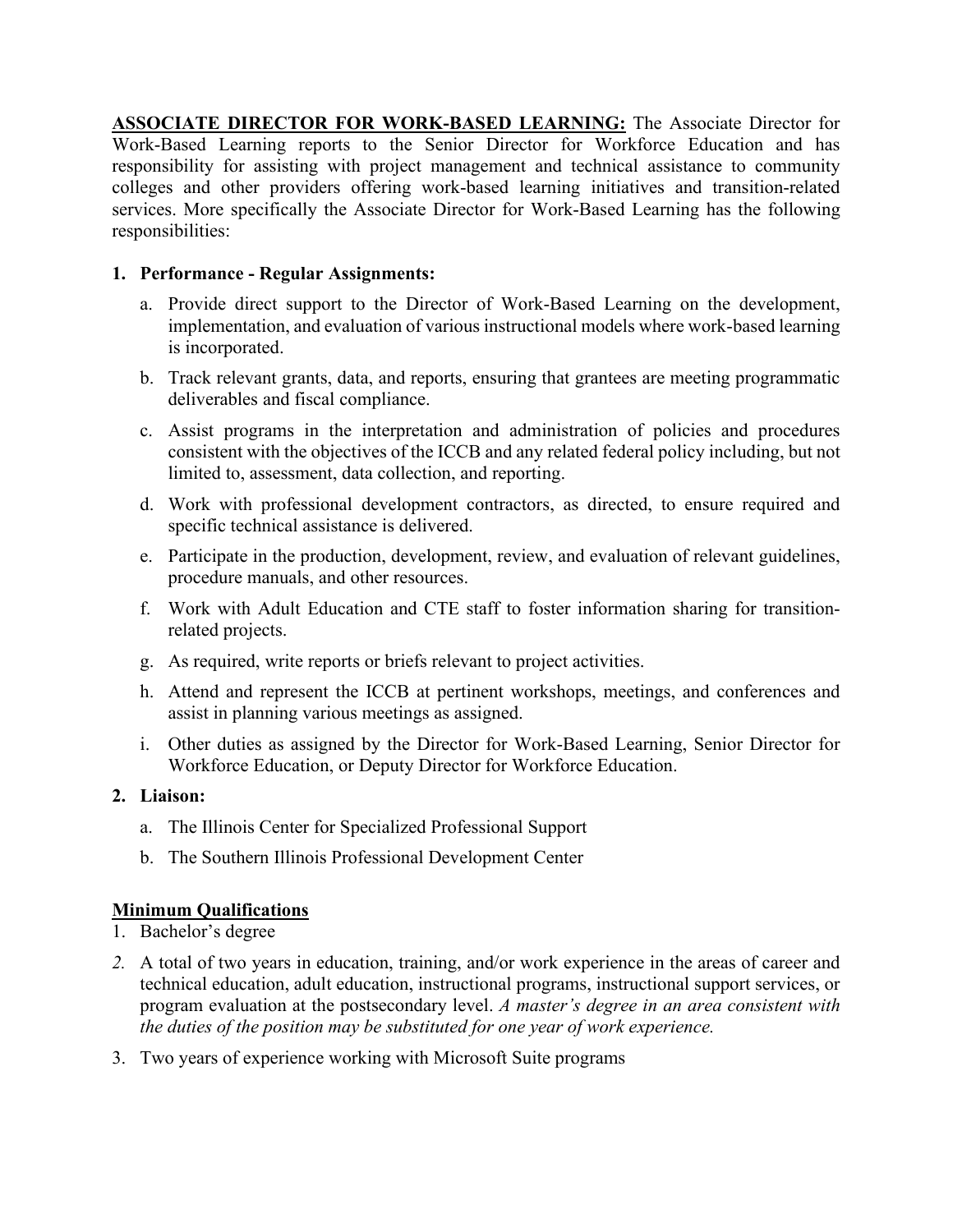**<u>ASSOCIATE DIRECTOR FOR WORK-BASED LEARNING:</u>** The Associate Director for Work-Based Learning reports to the Senior Director for Workforce Education and has responsibility for assisting with project management and technical assistance to community colleges and other providers offering work-based learning initiatives and transition-related services. More specifically the Associate Director for Work-Based Learning has the following responsibilities:

1. **Performance - Regular Assignments:**
   a. Provide direct support to the Director of Work-Based Learning on the development, implementation, and evaluation of various instructional models where work-based learning is incorporated.
   b. Track relevant grants, data, and reports, ensuring that grantees are meeting programmatic deliverables and fiscal compliance.
   c. Assist programs in the interpretation and administration of policies and procedures consistent with the objectives of the ICCB and any related federal policy including, but not limited to, assessment, data collection, and reporting.
   d. Work with professional development contractors, as directed, to ensure required and specific technical assistance is delivered.
   e. Participate in the production, development, review, and evaluation of relevant guidelines, procedure manuals, and other resources.
   f. Work with Adult Education and CTE staff to foster information sharing for transition-related projects.
   g. As required, write reports or briefs relevant to project activities.
   h. Attend and represent the ICCB at pertinent workshops, meetings, and conferences and assist in planning various meetings as assigned.
   i. Other duties as assigned by the Director for Work-Based Learning, Senior Director for Workforce Education, or Deputy Director for Workforce Education.

2. **Liaison:**
   a. The Illinois Center for Specialized Professional Support
   b. The Southern Illinois Professional Development Center

**<u>Minimum Qualifications</u>**

1. Bachelor's degree
2. A total of two years in education, training, and/or work experience in the areas of career and technical education, adult education, instructional programs, instructional support services, or program evaluation at the postsecondary level. *A master's degree in an area consistent with the duties of the position may be substituted for one year of work experience.*
3. Two years of experience working with Microsoft Suite programs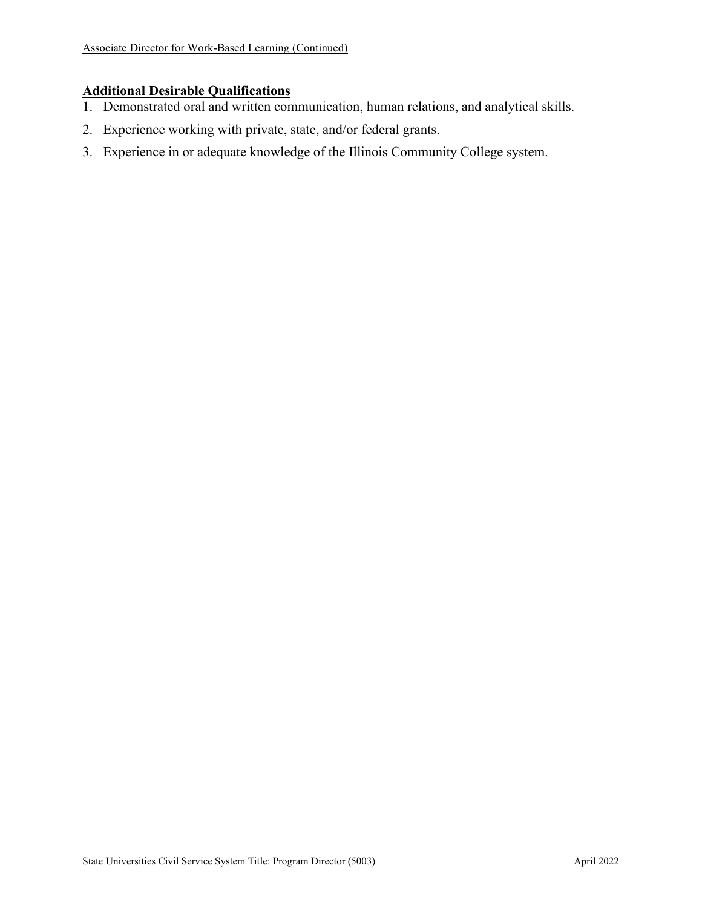## Additional Desirable Qualifications

1. Demonstrated oral and written communication, human relations, and analytical skills.
2. Experience working with private, state, and/or federal grants.
3. Experience in or adequate knowledge of the Illinois Community College system.